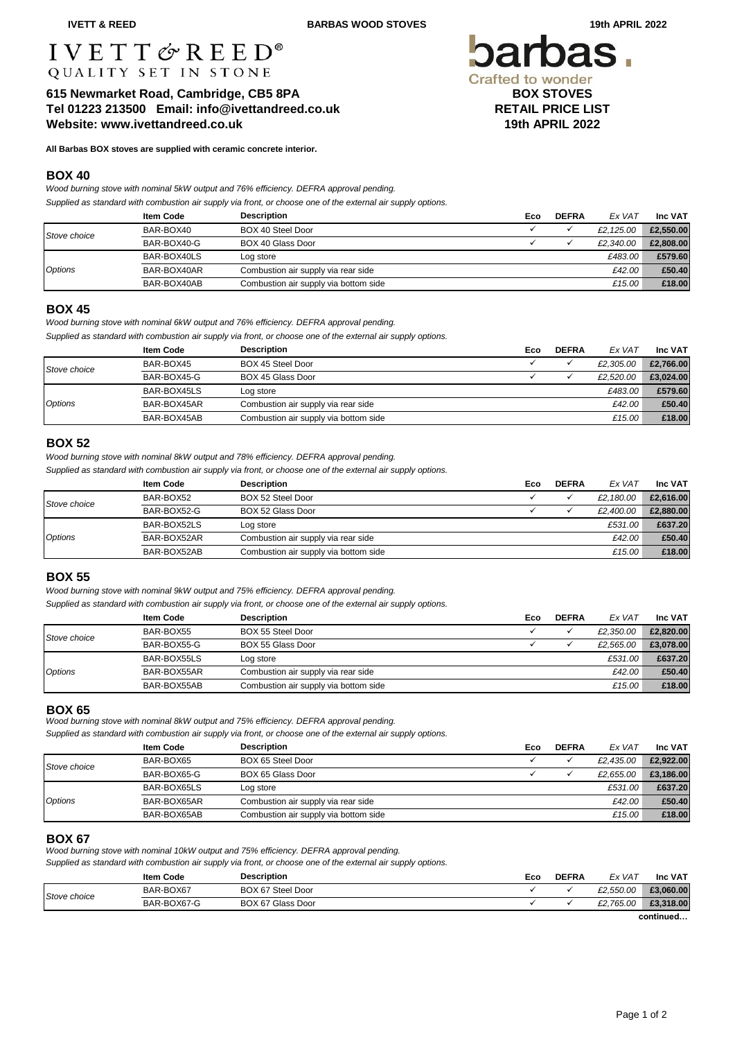# IVETT & REED®
QUALITY SET IN STONE

**615 Newmarket Road, Cambridge, CB5 8PA**
**Tel 01223 213500 Email: info@ivettandreed.co.uk**
**Website: www.ivettandreed.co.uk**

barbas. Crafted to wonder

**BOX STOVES**
**RETAIL PRICE LIST**
**19th APRIL 2022**

**All Barbas BOX stoves are supplied with ceramic concrete interior.**

## BOX 40

*Wood burning stove with nominal 5kW output and 76% efficiency. DEFRA approval pending.*

*Supplied as standard with combustion air supply via front, or choose one of the external air supply options.*

| | Item Code | Description | Eco | DEFRA | Ex VAT | Inc VAT |
|---|---|---|---|---|---|---|
| *Stove choice* | BAR-BOX40 | BOX 40 Steel Door | ✓ | ✓ | *£2,125.00* | **£2,550.00** |
| | BAR-BOX40-G | BOX 40 Glass Door | ✓ | ✓ | *£2,340.00* | **£2,808.00** |
| *Options* | BAR-BOX40LS | Log store | | | *£483.00* | **£579.60** |
| | BAR-BOX40AR | Combustion air supply via rear side | | | *£42.00* | **£50.40** |
| | BAR-BOX40AB | Combustion air supply via bottom side | | | *£15.00* | **£18.00** |

## BOX 45

*Wood burning stove with nominal 6kW output and 76% efficiency. DEFRA approval pending.*

*Supplied as standard with combustion air supply via front, or choose one of the external air supply options.*

| | Item Code | Description | Eco | DEFRA | Ex VAT | Inc VAT |
|---|---|---|---|---|---|---|
| *Stove choice* | BAR-BOX45 | BOX 45 Steel Door | ✓ | ✓ | *£2,305.00* | **£2,766.00** |
| | BAR-BOX45-G | BOX 45 Glass Door | ✓ | ✓ | *£2,520.00* | **£3,024.00** |
| *Options* | BAR-BOX45LS | Log store | | | *£483.00* | **£579.60** |
| | BAR-BOX45AR | Combustion air supply via rear side | | | *£42.00* | **£50.40** |
| | BAR-BOX45AB | Combustion air supply via bottom side | | | *£15.00* | **£18.00** |

## BOX 52

*Wood burning stove with nominal 8kW output and 78% efficiency. DEFRA approval pending.*

*Supplied as standard with combustion air supply via front, or choose one of the external air supply options.*

| | Item Code | Description | Eco | DEFRA | Ex VAT | Inc VAT |
|---|---|---|---|---|---|---|
| *Stove choice* | BAR-BOX52 | BOX 52 Steel Door | ✓ | ✓ | *£2,180.00* | **£2,616.00** |
| | BAR-BOX52-G | BOX 52 Glass Door | ✓ | ✓ | *£2,400.00* | **£2,880.00** |
| *Options* | BAR-BOX52LS | Log store | | | *£531.00* | **£637.20** |
| | BAR-BOX52AR | Combustion air supply via rear side | | | *£42.00* | **£50.40** |
| | BAR-BOX52AB | Combustion air supply via bottom side | | | *£15.00* | **£18.00** |

## BOX 55

*Wood burning stove with nominal 9kW output and 75% efficiency. DEFRA approval pending.*

*Supplied as standard with combustion air supply via front, or choose one of the external air supply options.*

| | Item Code | Description | Eco | DEFRA | Ex VAT | Inc VAT |
|---|---|---|---|---|---|---|
| *Stove choice* | BAR-BOX55 | BOX 55 Steel Door | ✓ | ✓ | *£2,350.00* | **£2,820.00** |
| | BAR-BOX55-G | BOX 55 Glass Door | ✓ | ✓ | *£2,565.00* | **£3,078.00** |
| *Options* | BAR-BOX55LS | Log store | | | *£531.00* | **£637.20** |
| | BAR-BOX55AR | Combustion air supply via rear side | | | *£42.00* | **£50.40** |
| | BAR-BOX55AB | Combustion air supply via bottom side | | | *£15.00* | **£18.00** |

## BOX 65

*Wood burning stove with nominal 8kW output and 75% efficiency. DEFRA approval pending.*

*Supplied as standard with combustion air supply via front, or choose one of the external air supply options.*

| | Item Code | Description | Eco | DEFRA | Ex VAT | Inc VAT |
|---|---|---|---|---|---|---|
| *Stove choice* | BAR-BOX65 | BOX 65 Steel Door | ✓ | ✓ | *£2,435.00* | **£2,922.00** |
| | BAR-BOX65-G | BOX 65 Glass Door | ✓ | ✓ | *£2,655.00* | **£3,186.00** |
| *Options* | BAR-BOX65LS | Log store | | | *£531.00* | **£637.20** |
| | BAR-BOX65AR | Combustion air supply via rear side | | | *£42.00* | **£50.40** |
| | BAR-BOX65AB | Combustion air supply via bottom side | | | *£15.00* | **£18.00** |

## BOX 67

*Wood burning stove with nominal 10kW output and 75% efficiency. DEFRA approval pending.*

*Supplied as standard with combustion air supply via front, or choose one of the external air supply options.*

| | Item Code | Description | Eco | DEFRA | Ex VAT | Inc VAT |
|---|---|---|---|---|---|---|
| *Stove choice* | BAR-BOX67 | BOX 67 Steel Door | ✓ | ✓ | *£2,550.00* | **£3,060.00** |
| | BAR-BOX67-G | BOX 67 Glass Door | ✓ | ✓ | *£2,765.00* | **£3,318.00** |

**continued…**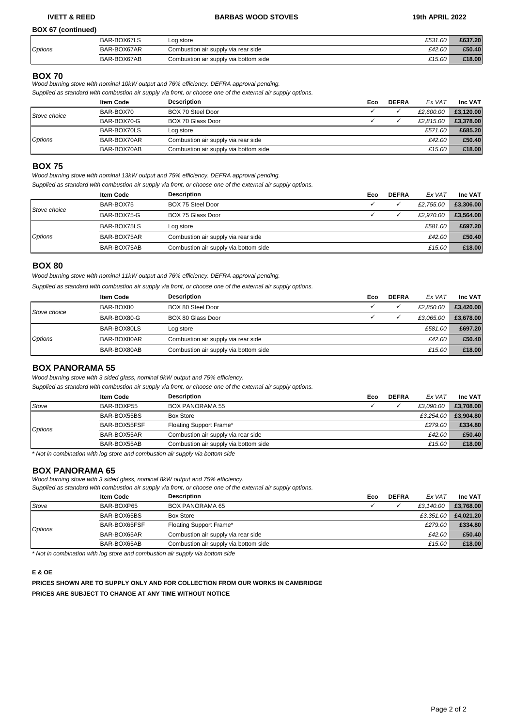**BOX 67 (continued)**

| | | | | |
|---|---|---|---|---|
| | BAR-BOX67LS | Log store | *£531.00* | **£637.20** |
| *Options* | BAR-BOX67AR | Combustion air supply via rear side | *£42.00* | **£50.40** |
| | BAR-BOX67AB | Combustion air supply via bottom side | *£15.00* | **£18.00** |

## BOX 70

*Wood burning stove with nominal 10kW output and 76% efficiency. DEFRA approval pending.*

*Supplied as standard with combustion air supply via front, or choose one of the external air supply options.*

| | Item Code | Description | Eco | DEFRA | *Ex VAT* | Inc VAT |
|---|---|---|---|---|---|---|
| *Stove choice* | BAR-BOX70 | BOX 70 Steel Door | ✓ | ✓ | *£2,600.00* | **£3,120.00** |
| | BAR-BOX70-G | BOX 70 Glass Door | ✓ | ✓ | *£2,815.00* | **£3,378.00** |
| *Options* | BAR-BOX70LS | Log store | | | *£571.00* | **£685.20** |
| | BAR-BOX70AR | Combustion air supply via rear side | | | *£42.00* | **£50.40** |
| | BAR-BOX70AB | Combustion air supply via bottom side | | | *£15.00* | **£18.00** |

## BOX 75

*Wood burning stove with nominal 13kW output and 75% efficiency. DEFRA approval pending.*

*Supplied as standard with combustion air supply via front, or choose one of the external air supply options.*

| | Item Code | Description | Eco | DEFRA | *Ex VAT* | Inc VAT |
|---|---|---|---|---|---|---|
| *Stove choice* | BAR-BOX75 | BOX 75 Steel Door | ✓ | ✓ | *£2,755.00* | **£3,306.00** |
| | BAR-BOX75-G | BOX 75 Glass Door | ✓ | ✓ | *£2,970.00* | **£3,564.00** |
| *Options* | BAR-BOX75LS | Log store | | | *£581.00* | **£697.20** |
| | BAR-BOX75AR | Combustion air supply via rear side | | | *£42.00* | **£50.40** |
| | BAR-BOX75AB | Combustion air supply via bottom side | | | *£15.00* | **£18.00** |

## BOX 80

*Wood burning stove with nominal 11kW output and 76% efficiency. DEFRA approval pending.*

*Supplied as standard with combustion air supply via front, or choose one of the external air supply options.*

| | Item Code | Description | Eco | DEFRA | *Ex VAT* | Inc VAT |
|---|---|---|---|---|---|---|
| *Stove choice* | BAR-BOX80 | BOX 80 Steel Door | ✓ | ✓ | *£2,850.00* | **£3,420.00** |
| | BAR-BOX80-G | BOX 80 Glass Door | ✓ | ✓ | *£3,065.00* | **£3,678.00** |
| *Options* | BAR-BOX80LS | Log store | | | *£581.00* | **£697.20** |
| | BAR-BOX80AR | Combustion air supply via rear side | | | *£42.00* | **£50.40** |
| | BAR-BOX80AB | Combustion air supply via bottom side | | | *£15.00* | **£18.00** |

## BOX PANORAMA 55

*Wood burning stove with 3 sided glass, nominal 9kW output and 75% efficiency.*

*Supplied as standard with combustion air supply via front, or choose one of the external air supply options.*

| | Item Code | Description | Eco | DEFRA | *Ex VAT* | Inc VAT |
|---|---|---|---|---|---|---|
| *Stove* | BAR-BOXP55 | BOX PANORAMA 55 | ✓ | ✓ | *£3,090.00* | **£3,708.00** |
| *Options* | BAR-BOX55BS | Box Store | | | *£3,254.00* | **£3,904.80** |
| | BAR-BOX55FSF | Floating Support Frame* | | | *£279.00* | **£334.80** |
| | BAR-BOX55AR | Combustion air supply via rear side | | | *£42.00* | **£50.40** |
| | BAR-BOX55AB | Combustion air supply via bottom side | | | *£15.00* | **£18.00** |

*\* Not in combination with log store and combustion air supply via bottom side*

## BOX PANORAMA 65

*Wood burning stove with 3 sided glass, nominal 8kW output and 75% efficiency.*

*Supplied as standard with combustion air supply via front, or choose one of the external air supply options.*

| | Item Code | Description | Eco | DEFRA | *Ex VAT* | Inc VAT |
|---|---|---|---|---|---|---|
| *Stove* | BAR-BOXP65 | BOX PANORAMA 65 | ✓ | ✓ | *£3,140.00* | **£3,768.00** |
| *Options* | BAR-BOX65BS | Box Store | | | *£3,351.00* | **£4,021.20** |
| | BAR-BOX65FSF | Floating Support Frame* | | | *£279.00* | **£334.80** |
| | BAR-BOX65AR | Combustion air supply via rear side | | | *£42.00* | **£50.40** |
| | BAR-BOX65AB | Combustion air supply via bottom side | | | *£15.00* | **£18.00** |

*\* Not in combination with log store and combustion air supply via bottom side*

**E & OE**

**PRICES SHOWN ARE TO SUPPLY ONLY AND FOR COLLECTION FROM OUR WORKS IN CAMBRIDGE**

**PRICES ARE SUBJECT TO CHANGE AT ANY TIME WITHOUT NOTICE**